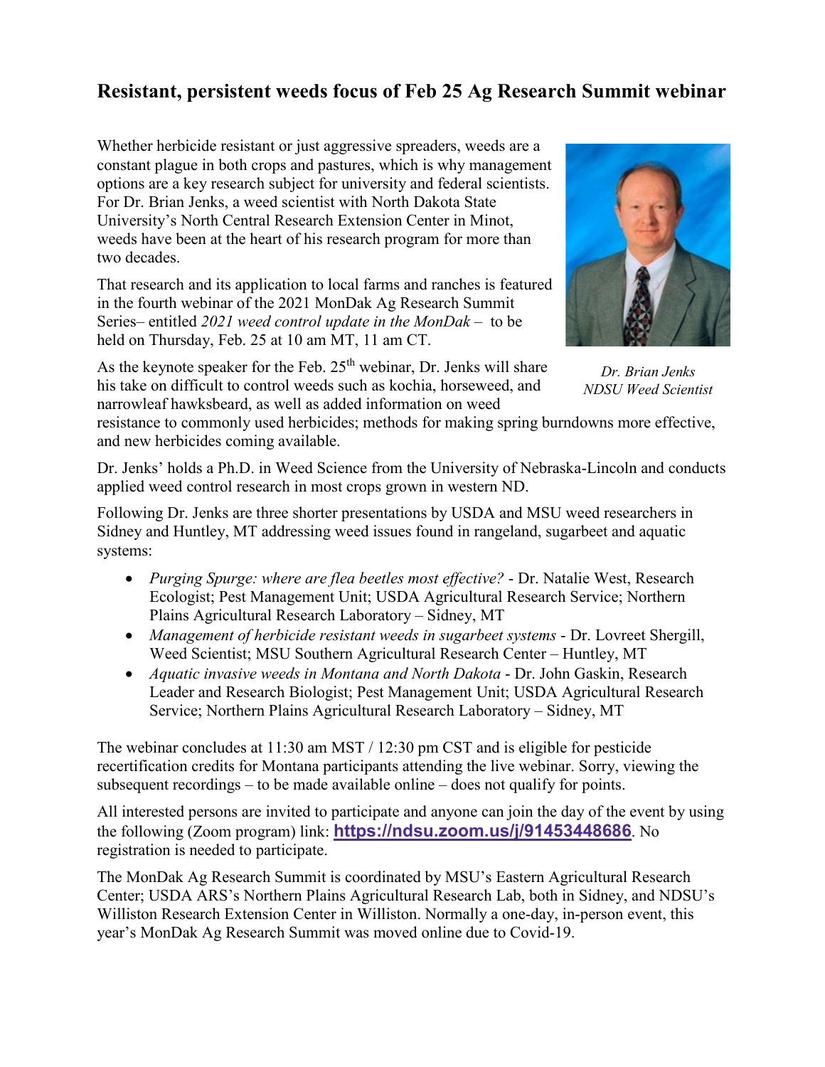# Resistant, persistent weeds focus of Feb 25 Ag Research Summit webinar

Whether herbicide resistant or just aggressive spreaders, weeds are a constant plague in both crops and pastures, which is why management options are a key research subject for university and federal scientists. For Dr. Brian Jenks, a weed scientist with North Dakota State University's North Central Research Extension Center in Minot, weeds have been at the heart of his research program for more than two decades.

That research and its application to local farms and ranches is featured in the fourth webinar of the 2021 MonDak Ag Research Summit Series– entitled *2021 weed control update in the MonDak* – to be held on Thursday, Feb. 25 at 10 am MT, 11 am CT.

*Dr. Brian Jenks*
*NDSU Weed Scientist*

As the keynote speaker for the Feb. 25th webinar, Dr. Jenks will share his take on difficult to control weeds such as kochia, horseweed, and narrowleaf hawksbeard, as well as added information on weed resistance to commonly used herbicides; methods for making spring burndowns more effective, and new herbicides coming available.

Dr. Jenks' holds a Ph.D. in Weed Science from the University of Nebraska-Lincoln and conducts applied weed control research in most crops grown in western ND.

Following Dr. Jenks are three shorter presentations by USDA and MSU weed researchers in Sidney and Huntley, MT addressing weed issues found in rangeland, sugarbeet and aquatic systems:

- *Purging Spurge: where are flea beetles most effective?* - Dr. Natalie West, Research Ecologist; Pest Management Unit; USDA Agricultural Research Service; Northern Plains Agricultural Research Laboratory – Sidney, MT
- *Management of herbicide resistant weeds in sugarbeet systems* - Dr. Lovreet Shergill, Weed Scientist; MSU Southern Agricultural Research Center – Huntley, MT
- *Aquatic invasive weeds in Montana and North Dakota* - Dr. John Gaskin, Research Leader and Research Biologist; Pest Management Unit; USDA Agricultural Research Service; Northern Plains Agricultural Research Laboratory – Sidney, MT

The webinar concludes at 11:30 am MST / 12:30 pm CST and is eligible for pesticide recertification credits for Montana participants attending the live webinar. Sorry, viewing the subsequent recordings – to be made available online – does not qualify for points.

All interested persons are invited to participate and anyone can join the day of the event by using the following (Zoom program) link: **https://ndsu.zoom.us/j/91453448686**. No registration is needed to participate.

The MonDak Ag Research Summit is coordinated by MSU's Eastern Agricultural Research Center; USDA ARS's Northern Plains Agricultural Research Lab, both in Sidney, and NDSU's Williston Research Extension Center in Williston. Normally a one-day, in-person event, this year's MonDak Ag Research Summit was moved online due to Covid-19.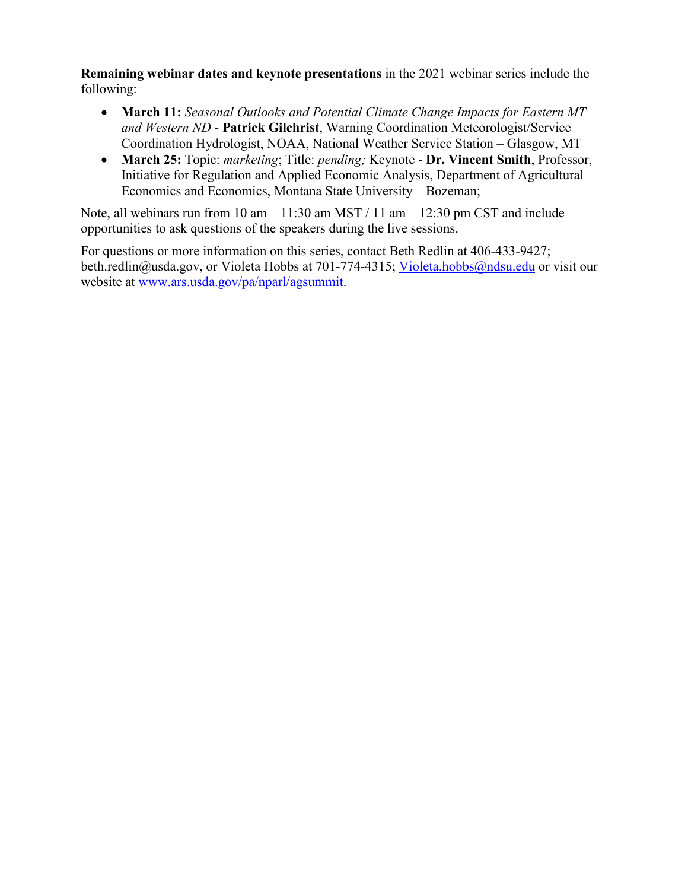**Remaining webinar dates and keynote presentations** in the 2021 webinar series include the following:

- **March 11:** *Seasonal Outlooks and Potential Climate Change Impacts for Eastern MT and Western ND* - **Patrick Gilchrist**, Warning Coordination Meteorologist/Service Coordination Hydrologist, NOAA, National Weather Service Station – Glasgow, MT
- **March 25:** Topic: *marketing*; Title: *pending;* Keynote - **Dr. Vincent Smith**, Professor, Initiative for Regulation and Applied Economic Analysis, Department of Agricultural Economics and Economics, Montana State University – Bozeman;

Note, all webinars run from 10 am – 11:30 am MST / 11 am – 12:30 pm CST and include opportunities to ask questions of the speakers during the live sessions.

For questions or more information on this series, contact Beth Redlin at 406-433-9427; beth.redlin@usda.gov, or Violeta Hobbs at 701-774-4315; Violeta.hobbs@ndsu.edu or visit our website at www.ars.usda.gov/pa/nparl/agsummit.